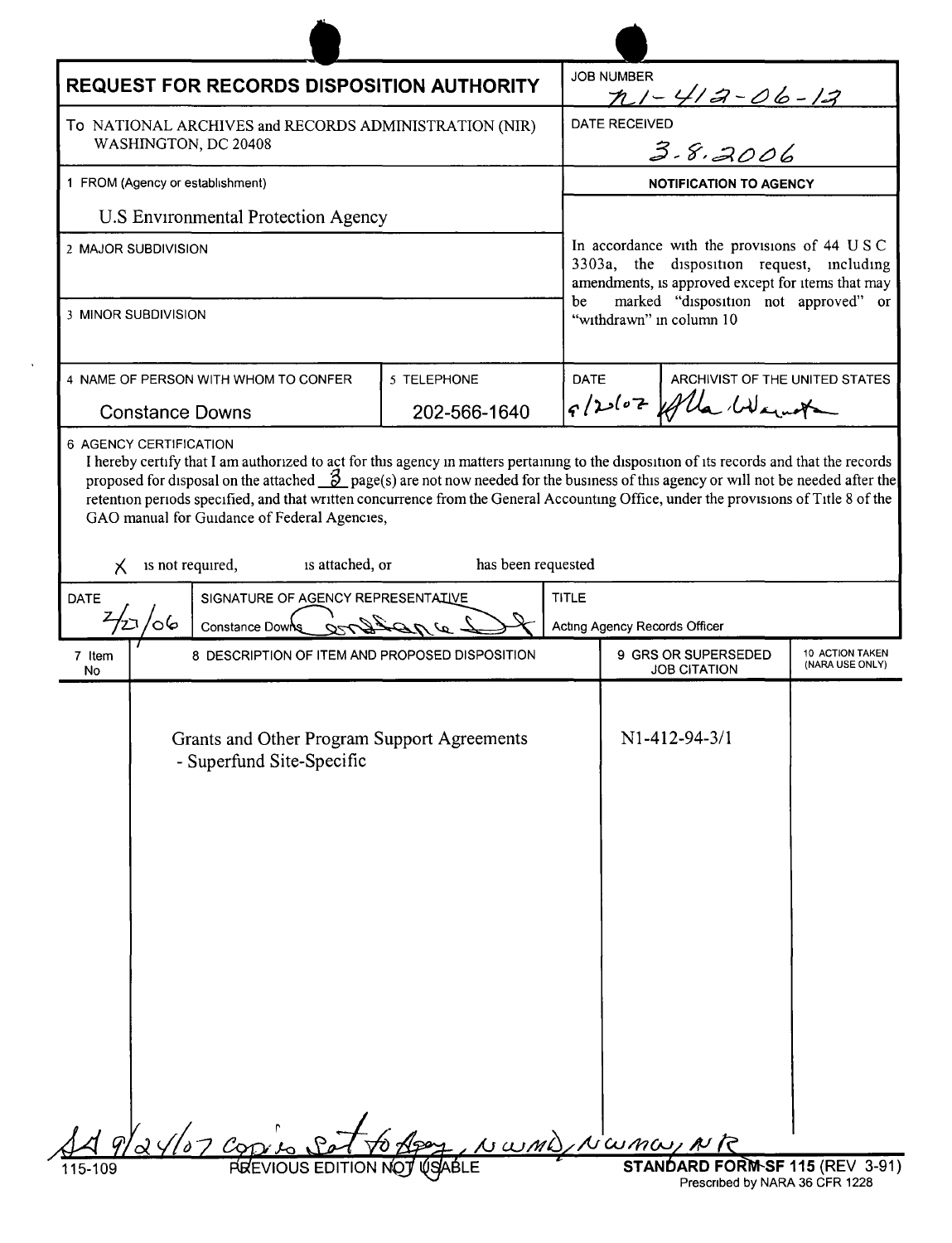# REQUEST FOR RECORDS DISPOSITION AUTHORITY

**JOB NUMBER:** n1-412-06-13

**DATE RECEIVED:** 3.8.2006

To NATIONAL ARCHIVES and RECORDS ADMINISTRATION (NIR)
WASHINGTON, DC 20408

1 FROM (Agency or establishment)

U.S Environmental Protection Agency

2 MAJOR SUBDIVISION

3 MINOR SUBDIVISION

**NOTIFICATION TO AGENCY**

In accordance with the provisions of 44 U S C 3303a, the disposition request, including amendments, is approved except for items that may be marked "disposition not approved" or "withdrawn" in column 10

| 4 NAME OF PERSON WITH WHOM TO CONFER | 5 TELEPHONE | DATE | ARCHIVIST OF THE UNITED STATES |
|---|---|---|---|
| Constance Downs | 202-566-1640 | 9/20/07 | Allen Weinstein |

6 AGENCY CERTIFICATION

I hereby certify that I am authorized to act for this agency in matters pertaining to the disposition of its records and that the records proposed for disposal on the attached 3 page(s) are not now needed for the business of this agency or will not be needed after the retention periods specified, and that written concurrence from the General Accounting Office, under the provisions of Title 8 of the GAO manual for Guidance of Federal Agencies,

X is not required, ☐ is attached, or ☐ has been requested

| DATE | SIGNATURE OF AGENCY REPRESENTATIVE | TITLE |
|---|---|---|
| 2/21/06 | Constance Downs | Acting Agency Records Officer |

| 7 Item No | 8 DESCRIPTION OF ITEM AND PROPOSED DISPOSITION | 9 GRS OR SUPERSEDED JOB CITATION | 10 ACTION TAKEN (NARA USE ONLY) |
|---|---|---|---|
| | Grants and Other Program Support Agreements - Superfund Site-Specific | N1-412-94-3/1 | |

SA 9/24/07 Copies Sent to Agency, NWMD, NWMW, NR

115-109 PREVIOUS EDITION NOT USABLE

STANDARD FORM SF 115 (REV 3-91)
Prescribed by NARA 36 CFR 1228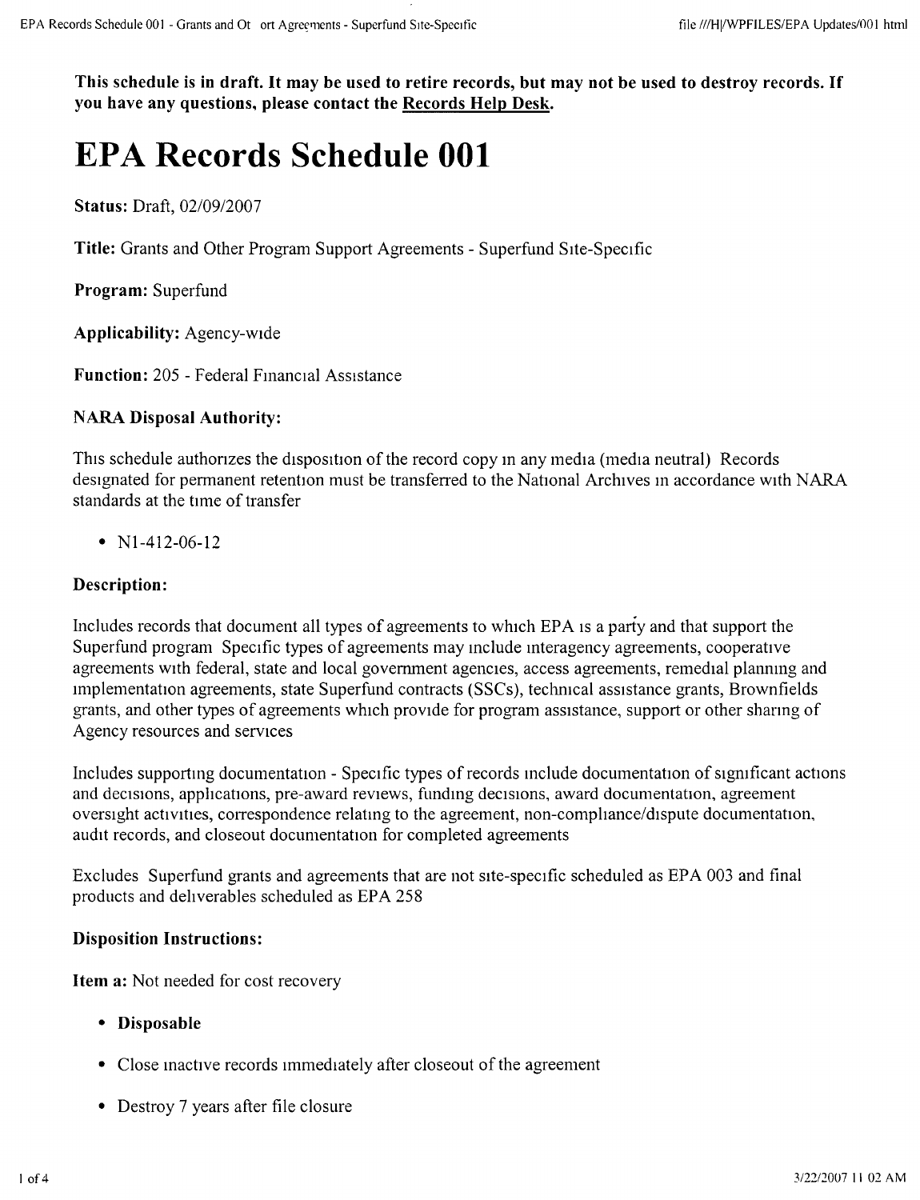**This schedule is in draft. It may be used to retire records, but may not be used to destroy records. If you have any questions, please contact the Records Help Desk.**

# EPA Records Schedule 001

**Status:** Draft, 02/09/2007

**Title:** Grants and Other Program Support Agreements - Superfund Site-Specific

**Program:** Superfund

**Applicability:** Agency-wide

**Function:** 205 - Federal Financial Assistance

### NARA Disposal Authority:

This schedule authorizes the disposition of the record copy in any media (media neutral) Records designated for permanent retention must be transferred to the National Archives in accordance with NARA standards at the time of transfer

- N1-412-06-12

### Description:

Includes records that document all types of agreements to which EPA is a party and that support the Superfund program Specific types of agreements may include interagency agreements, cooperative agreements with federal, state and local government agencies, access agreements, remedial planning and implementation agreements, state Superfund contracts (SSCs), technical assistance grants, Brownfields grants, and other types of agreements which provide for program assistance, support or other sharing of Agency resources and services

Includes supporting documentation - Specific types of records include documentation of significant actions and decisions, applications, pre-award reviews, funding decisions, award documentation, agreement oversight activities, correspondence relating to the agreement, non-compliance/dispute documentation, audit records, and closeout documentation for completed agreements

Excludes Superfund grants and agreements that are not site-specific scheduled as EPA 003 and final products and deliverables scheduled as EPA 258

### Disposition Instructions:

**Item a:** Not needed for cost recovery

- **Disposable**
- Close inactive records immediately after closeout of the agreement
- Destroy 7 years after file closure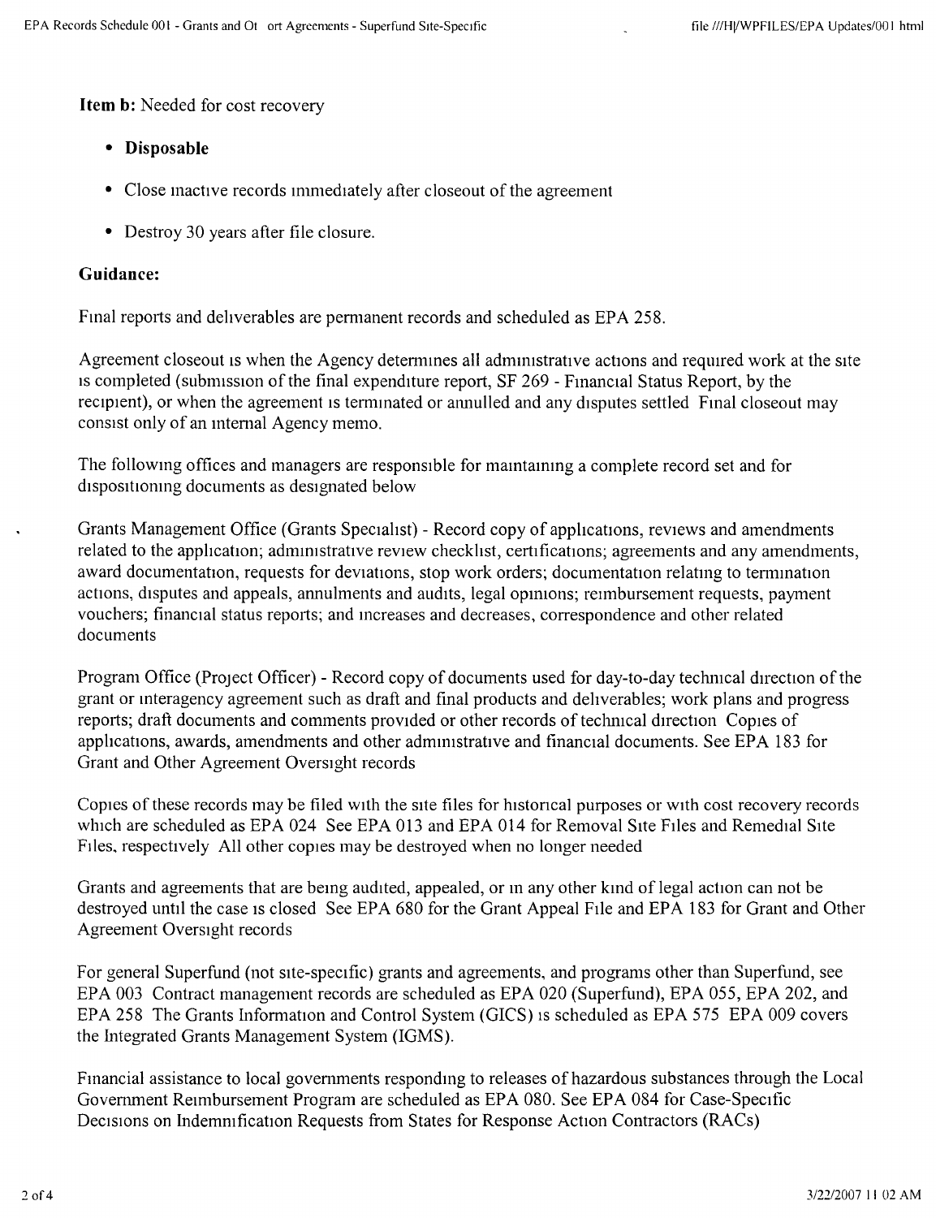**Item b:** Needed for cost recovery

- **Disposable**
- Close inactive records immediately after closeout of the agreement
- Destroy 30 years after file closure.

**Guidance:**

Final reports and deliverables are permanent records and scheduled as EPA 258.

Agreement closeout is when the Agency determines all administrative actions and required work at the site is completed (submission of the final expenditure report, SF 269 - Financial Status Report, by the recipient), or when the agreement is terminated or annulled and any disputes settled Final closeout may consist only of an internal Agency memo.

The following offices and managers are responsible for maintaining a complete record set and for dispositioning documents as designated below

Grants Management Office (Grants Specialist) - Record copy of applications, reviews and amendments related to the application; administrative review checklist, certifications; agreements and any amendments, award documentation, requests for deviations, stop work orders; documentation relating to termination actions, disputes and appeals, annulments and audits, legal opinions; reimbursement requests, payment vouchers; financial status reports; and increases and decreases, correspondence and other related documents

Program Office (Project Officer) - Record copy of documents used for day-to-day technical direction of the grant or interagency agreement such as draft and final products and deliverables; work plans and progress reports; draft documents and comments provided or other records of technical direction Copies of applications, awards, amendments and other administrative and financial documents. See EPA 183 for Grant and Other Agreement Oversight records

Copies of these records may be filed with the site files for historical purposes or with cost recovery records which are scheduled as EPA 024 See EPA 013 and EPA 014 for Removal Site Files and Remedial Site Files, respectively All other copies may be destroyed when no longer needed

Grants and agreements that are being audited, appealed, or in any other kind of legal action can not be destroyed until the case is closed See EPA 680 for the Grant Appeal File and EPA 183 for Grant and Other Agreement Oversight records

For general Superfund (not site-specific) grants and agreements, and programs other than Superfund, see EPA 003 Contract management records are scheduled as EPA 020 (Superfund), EPA 055, EPA 202, and EPA 258 The Grants Information and Control System (GICS) is scheduled as EPA 575 EPA 009 covers the Integrated Grants Management System (IGMS).

Financial assistance to local governments responding to releases of hazardous substances through the Local Government Reimbursement Program are scheduled as EPA 080. See EPA 084 for Case-Specific Decisions on Indemnification Requests from States for Response Action Contractors (RACs)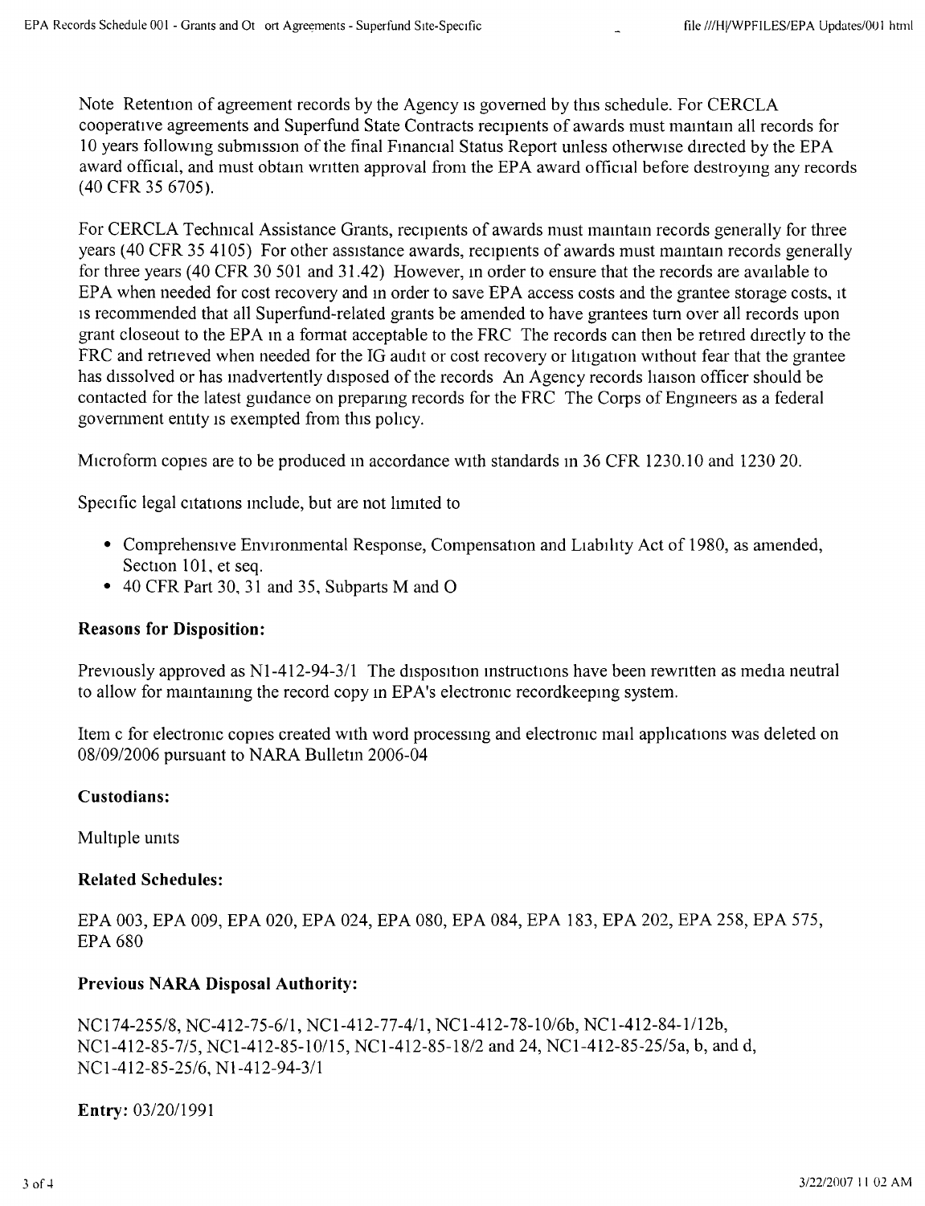Note Retention of agreement records by the Agency is governed by this schedule. For CERCLA cooperative agreements and Superfund State Contracts recipients of awards must maintain all records for 10 years following submission of the final Financial Status Report unless otherwise directed by the EPA award official, and must obtain written approval from the EPA award official before destroying any records (40 CFR 35 6705).

For CERCLA Technical Assistance Grants, recipients of awards must maintain records generally for three years (40 CFR 35 4105) For other assistance awards, recipients of awards must maintain records generally for three years (40 CFR 30 501 and 31.42) However, in order to ensure that the records are available to EPA when needed for cost recovery and in order to save EPA access costs and the grantee storage costs, it is recommended that all Superfund-related grants be amended to have grantees turn over all records upon grant closeout to the EPA in a format acceptable to the FRC The records can then be retired directly to the FRC and retrieved when needed for the IG audit or cost recovery or litigation without fear that the grantee has dissolved or has inadvertently disposed of the records An Agency records liaison officer should be contacted for the latest guidance on preparing records for the FRC The Corps of Engineers as a federal government entity is exempted from this policy.

Microform copies are to be produced in accordance with standards in 36 CFR 1230.10 and 1230 20.

Specific legal citations include, but are not limited to

- Comprehensive Environmental Response, Compensation and Liability Act of 1980, as amended, Section 101, et seq.
- 40 CFR Part 30, 31 and 35, Subparts M and O

**Reasons for Disposition:**

Previously approved as N1-412-94-3/1 The disposition instructions have been rewritten as media neutral to allow for maintaining the record copy in EPA's electronic recordkeeping system.

Item c for electronic copies created with word processing and electronic mail applications was deleted on 08/09/2006 pursuant to NARA Bulletin 2006-04

**Custodians:**

Multiple units

**Related Schedules:**

EPA 003, EPA 009, EPA 020, EPA 024, EPA 080, EPA 084, EPA 183, EPA 202, EPA 258, EPA 575, EPA 680

**Previous NARA Disposal Authority:**

NC174-255/8, NC-412-75-6/1, NC1-412-77-4/1, NC1-412-78-10/6b, NC1-412-84-1/12b, NC1-412-85-7/5, NC1-412-85-10/15, NC1-412-85-18/2 and 24, NC1-412-85-25/5a, b, and d, NC1-412-85-25/6, N1-412-94-3/1

**Entry:** 03/20/1991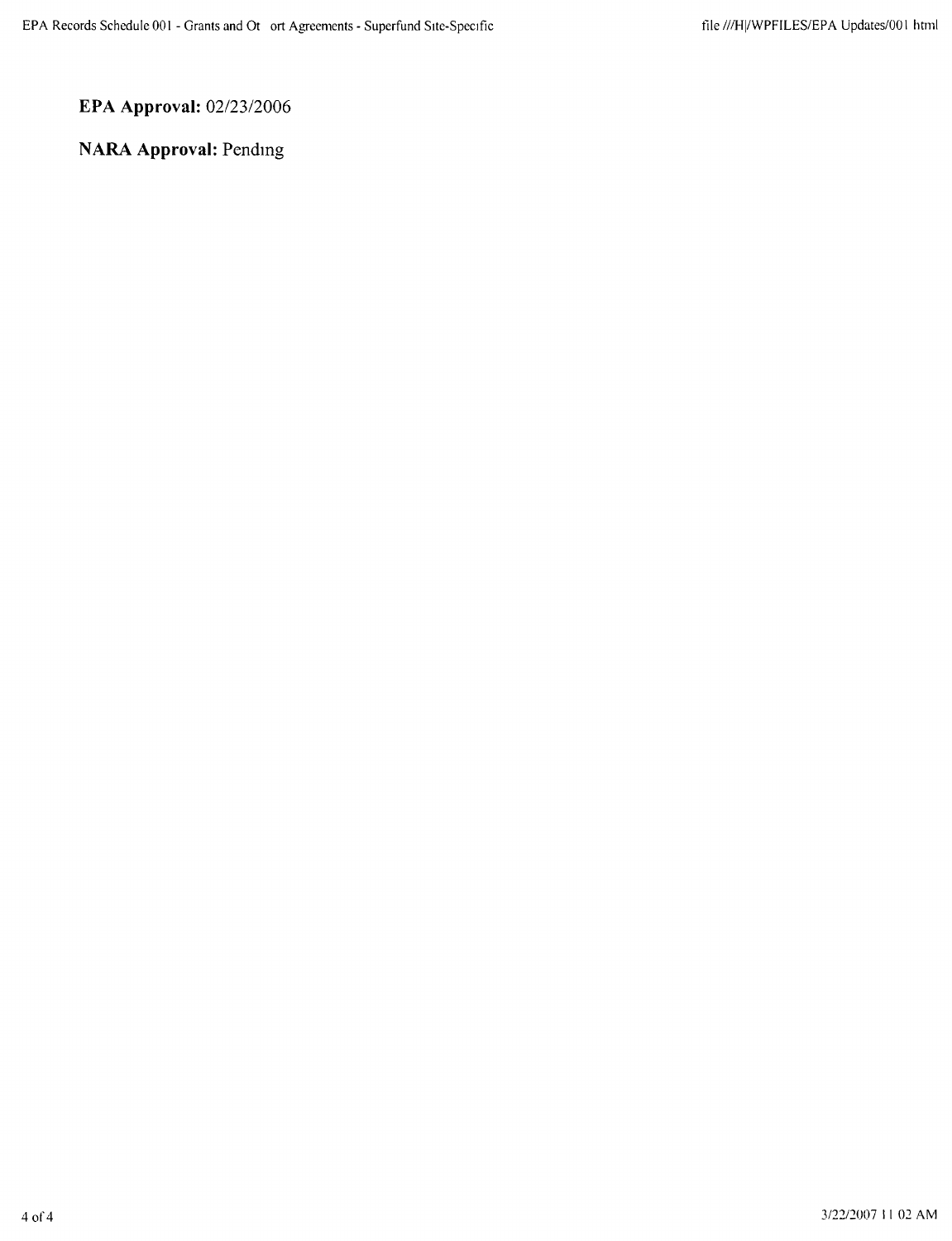**EPA Approval:** 02/23/2006

**NARA Approval:** Pending